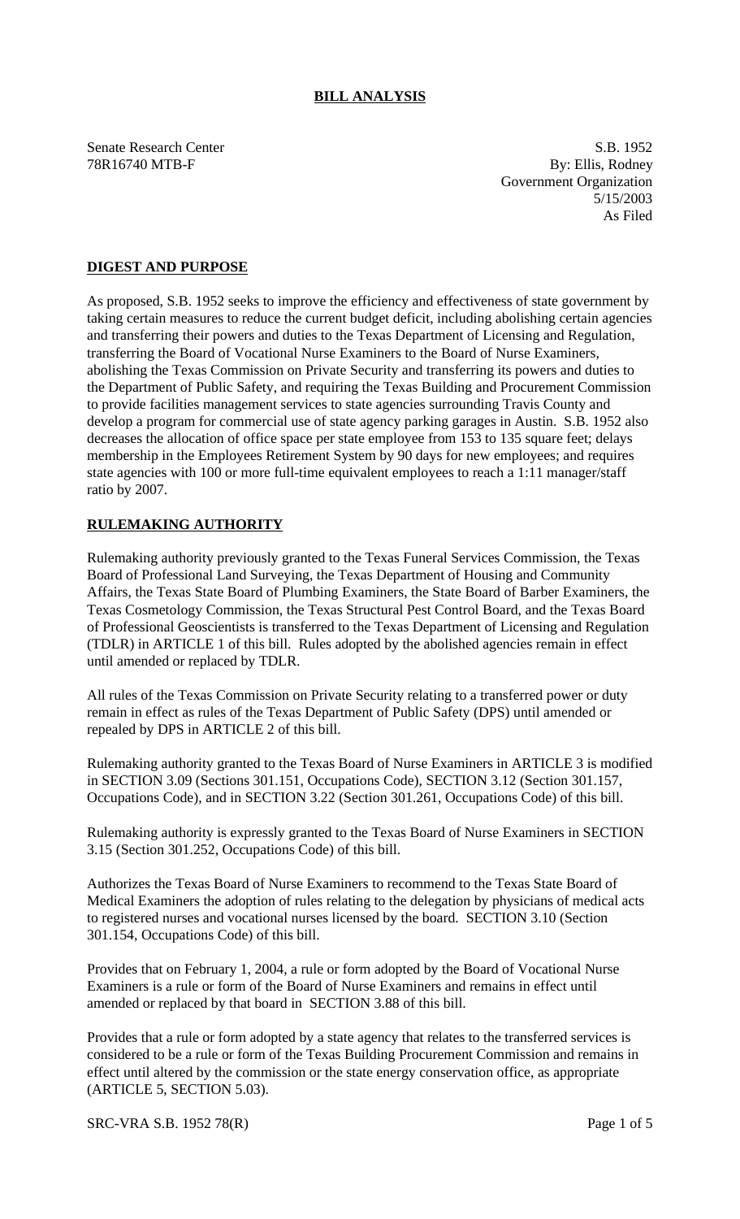# BILL ANALYSIS

Senate Research Center
78R16740 MTB-F

S.B. 1952
By: Ellis, Rodney
Government Organization
5/15/2003
As Filed

## DIGEST AND PURPOSE

As proposed, S.B. 1952 seeks to improve the efficiency and effectiveness of state government by taking certain measures to reduce the current budget deficit, including abolishing certain agencies and transferring their powers and duties to the Texas Department of Licensing and Regulation, transferring the Board of Vocational Nurse Examiners to the Board of Nurse Examiners, abolishing the Texas Commission on Private Security and transferring its powers and duties to the Department of Public Safety, and requiring the Texas Building and Procurement Commission to provide facilities management services to state agencies surrounding Travis County and develop a program for commercial use of state agency parking garages in Austin. S.B. 1952 also decreases the allocation of office space per state employee from 153 to 135 square feet; delays membership in the Employees Retirement System by 90 days for new employees; and requires state agencies with 100 or more full-time equivalent employees to reach a 1:11 manager/staff ratio by 2007.

## RULEMAKING AUTHORITY

Rulemaking authority previously granted to the Texas Funeral Services Commission, the Texas Board of Professional Land Surveying, the Texas Department of Housing and Community Affairs, the Texas State Board of Plumbing Examiners, the State Board of Barber Examiners, the Texas Cosmetology Commission, the Texas Structural Pest Control Board, and the Texas Board of Professional Geoscientists is transferred to the Texas Department of Licensing and Regulation (TDLR) in ARTICLE 1 of this bill. Rules adopted by the abolished agencies remain in effect until amended or replaced by TDLR.

All rules of the Texas Commission on Private Security relating to a transferred power or duty remain in effect as rules of the Texas Department of Public Safety (DPS) until amended or repealed by DPS in ARTICLE 2 of this bill.

Rulemaking authority granted to the Texas Board of Nurse Examiners in ARTICLE 3 is modified in SECTION 3.09 (Sections 301.151, Occupations Code), SECTION 3.12 (Section 301.157, Occupations Code), and in SECTION 3.22 (Section 301.261, Occupations Code) of this bill.

Rulemaking authority is expressly granted to the Texas Board of Nurse Examiners in SECTION 3.15 (Section 301.252, Occupations Code) of this bill.

Authorizes the Texas Board of Nurse Examiners to recommend to the Texas State Board of Medical Examiners the adoption of rules relating to the delegation by physicians of medical acts to registered nurses and vocational nurses licensed by the board. SECTION 3.10 (Section 301.154, Occupations Code) of this bill.

Provides that on February 1, 2004, a rule or form adopted by the Board of Vocational Nurse Examiners is a rule or form of the Board of Nurse Examiners and remains in effect until amended or replaced by that board in SECTION 3.88 of this bill.

Provides that a rule or form adopted by a state agency that relates to the transferred services is considered to be a rule or form of the Texas Building Procurement Commission and remains in effect until altered by the commission or the state energy conservation office, as appropriate (ARTICLE 5, SECTION 5.03).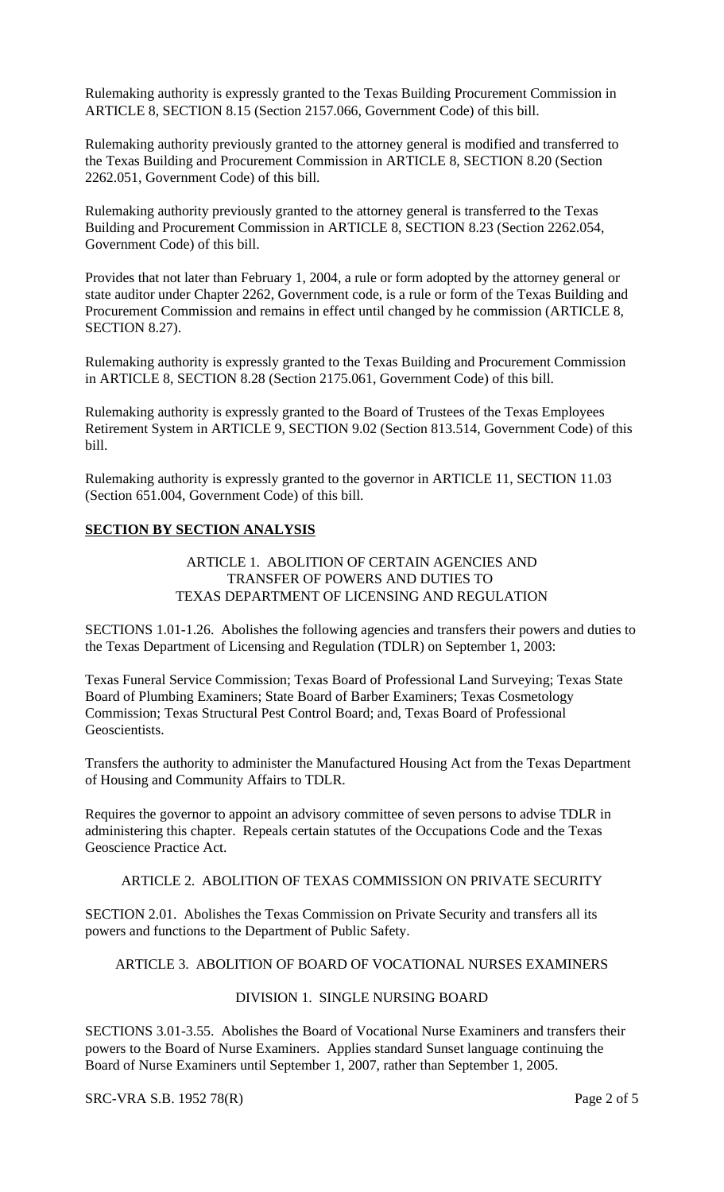Rulemaking authority is expressly granted to the Texas Building Procurement Commission in ARTICLE 8, SECTION 8.15 (Section 2157.066, Government Code) of this bill.

Rulemaking authority previously granted to the attorney general is modified and transferred to the Texas Building and Procurement Commission in ARTICLE 8, SECTION 8.20 (Section 2262.051, Government Code) of this bill.

Rulemaking authority previously granted to the attorney general is transferred to the Texas Building and Procurement Commission in ARTICLE 8, SECTION 8.23 (Section 2262.054, Government Code) of this bill.

Provides that not later than February 1, 2004, a rule or form adopted by the attorney general or state auditor under Chapter 2262, Government code, is a rule or form of the Texas Building and Procurement Commission and remains in effect until changed by he commission (ARTICLE 8, SECTION 8.27).

Rulemaking authority is expressly granted to the Texas Building and Procurement Commission in ARTICLE 8, SECTION 8.28 (Section 2175.061, Government Code) of this bill.

Rulemaking authority is expressly granted to the Board of Trustees of the Texas Employees Retirement System in ARTICLE 9, SECTION 9.02 (Section 813.514, Government Code) of this bill.

Rulemaking authority is expressly granted to the governor in ARTICLE 11, SECTION 11.03 (Section 651.004, Government Code) of this bill.

## **SECTION BY SECTION ANALYSIS**

### ARTICLE 1. ABOLITION OF CERTAIN AGENCIES AND TRANSFER OF POWERS AND DUTIES TO TEXAS DEPARTMENT OF LICENSING AND REGULATION

SECTIONS 1.01-1.26. Abolishes the following agencies and transfers their powers and duties to the Texas Department of Licensing and Regulation (TDLR) on September 1, 2003:

Texas Funeral Service Commission; Texas Board of Professional Land Surveying; Texas State Board of Plumbing Examiners; State Board of Barber Examiners; Texas Cosmetology Commission; Texas Structural Pest Control Board; and, Texas Board of Professional Geoscientists.

Transfers the authority to administer the Manufactured Housing Act from the Texas Department of Housing and Community Affairs to TDLR.

Requires the governor to appoint an advisory committee of seven persons to advise TDLR in administering this chapter. Repeals certain statutes of the Occupations Code and the Texas Geoscience Practice Act.

### ARTICLE 2. ABOLITION OF TEXAS COMMISSION ON PRIVATE SECURITY

SECTION 2.01. Abolishes the Texas Commission on Private Security and transfers all its powers and functions to the Department of Public Safety.

### ARTICLE 3. ABOLITION OF BOARD OF VOCATIONAL NURSES EXAMINERS

#### DIVISION 1. SINGLE NURSING BOARD

SECTIONS 3.01-3.55. Abolishes the Board of Vocational Nurse Examiners and transfers their powers to the Board of Nurse Examiners. Applies standard Sunset language continuing the Board of Nurse Examiners until September 1, 2007, rather than September 1, 2005.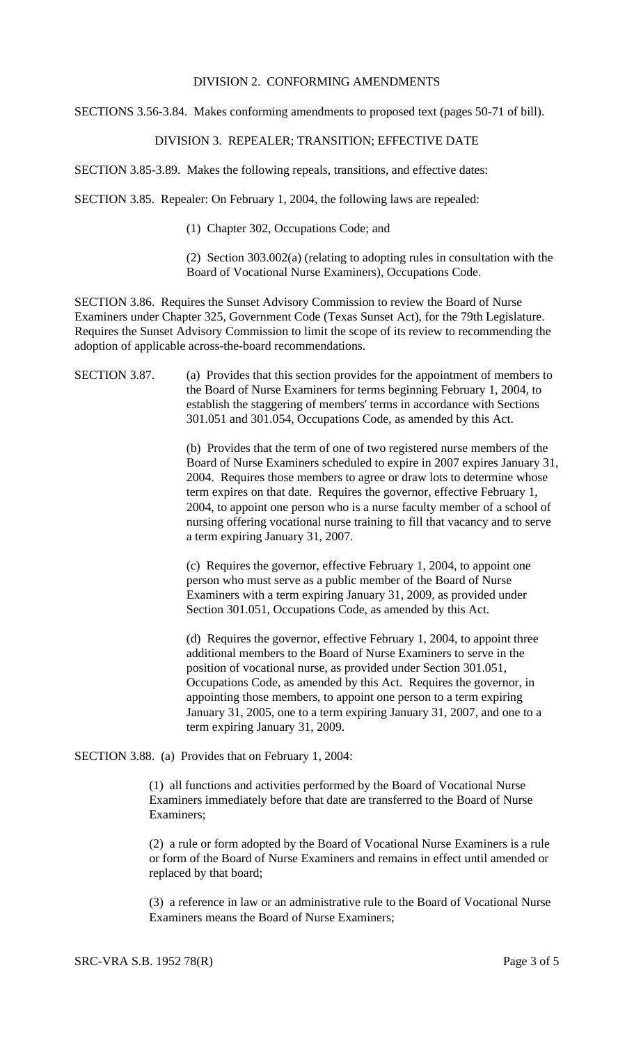## DIVISION 2. CONFORMING AMENDMENTS

SECTIONS 3.56-3.84. Makes conforming amendments to proposed text (pages 50-71 of bill).

## DIVISION 3. REPEALER; TRANSITION; EFFECTIVE DATE

SECTION 3.85-3.89. Makes the following repeals, transitions, and effective dates:

SECTION 3.85. Repealer: On February 1, 2004, the following laws are repealed:

(1) Chapter 302, Occupations Code; and

(2) Section 303.002(a) (relating to adopting rules in consultation with the Board of Vocational Nurse Examiners), Occupations Code.

SECTION 3.86. Requires the Sunset Advisory Commission to review the Board of Nurse Examiners under Chapter 325, Government Code (Texas Sunset Act), for the 79th Legislature. Requires the Sunset Advisory Commission to limit the scope of its review to recommending the adoption of applicable across-the-board recommendations.

SECTION 3.87. (a) Provides that this section provides for the appointment of members to the Board of Nurse Examiners for terms beginning February 1, 2004, to establish the staggering of members' terms in accordance with Sections 301.051 and 301.054, Occupations Code, as amended by this Act.

(b) Provides that the term of one of two registered nurse members of the Board of Nurse Examiners scheduled to expire in 2007 expires January 31, 2004. Requires those members to agree or draw lots to determine whose term expires on that date. Requires the governor, effective February 1, 2004, to appoint one person who is a nurse faculty member of a school of nursing offering vocational nurse training to fill that vacancy and to serve a term expiring January 31, 2007.

(c) Requires the governor, effective February 1, 2004, to appoint one person who must serve as a public member of the Board of Nurse Examiners with a term expiring January 31, 2009, as provided under Section 301.051, Occupations Code, as amended by this Act.

(d) Requires the governor, effective February 1, 2004, to appoint three additional members to the Board of Nurse Examiners to serve in the position of vocational nurse, as provided under Section 301.051, Occupations Code, as amended by this Act. Requires the governor, in appointing those members, to appoint one person to a term expiring January 31, 2005, one to a term expiring January 31, 2007, and one to a term expiring January 31, 2009.

SECTION 3.88. (a) Provides that on February 1, 2004:

(1) all functions and activities performed by the Board of Vocational Nurse Examiners immediately before that date are transferred to the Board of Nurse Examiners;

(2) a rule or form adopted by the Board of Vocational Nurse Examiners is a rule or form of the Board of Nurse Examiners and remains in effect until amended or replaced by that board;

(3) a reference in law or an administrative rule to the Board of Vocational Nurse Examiners means the Board of Nurse Examiners;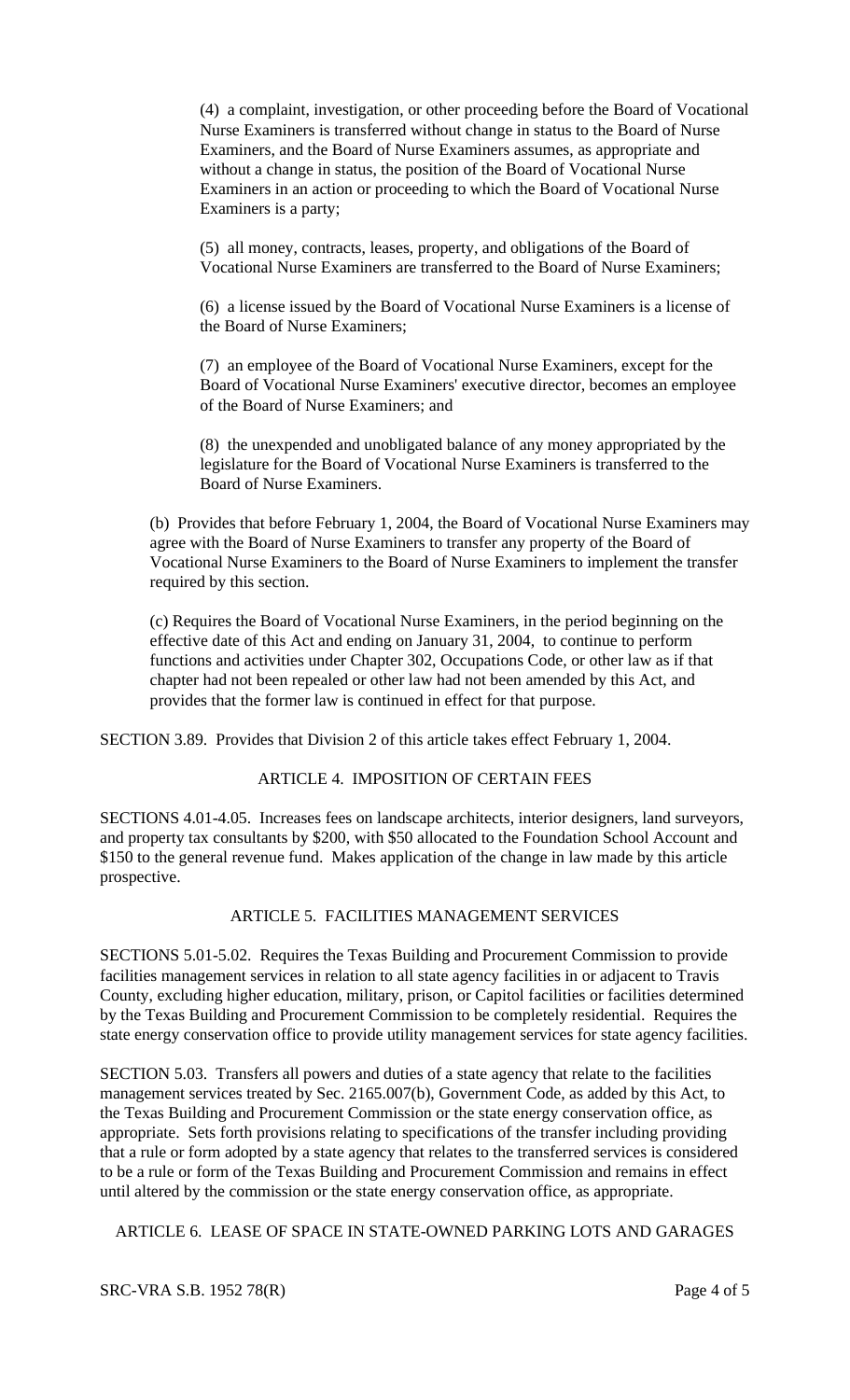(4) a complaint, investigation, or other proceeding before the Board of Vocational Nurse Examiners is transferred without change in status to the Board of Nurse Examiners, and the Board of Nurse Examiners assumes, as appropriate and without a change in status, the position of the Board of Vocational Nurse Examiners in an action or proceeding to which the Board of Vocational Nurse Examiners is a party;

(5) all money, contracts, leases, property, and obligations of the Board of Vocational Nurse Examiners are transferred to the Board of Nurse Examiners;

(6) a license issued by the Board of Vocational Nurse Examiners is a license of the Board of Nurse Examiners;

(7) an employee of the Board of Vocational Nurse Examiners, except for the Board of Vocational Nurse Examiners' executive director, becomes an employee of the Board of Nurse Examiners; and

(8) the unexpended and unobligated balance of any money appropriated by the legislature for the Board of Vocational Nurse Examiners is transferred to the Board of Nurse Examiners.

(b) Provides that before February 1, 2004, the Board of Vocational Nurse Examiners may agree with the Board of Nurse Examiners to transfer any property of the Board of Vocational Nurse Examiners to the Board of Nurse Examiners to implement the transfer required by this section.

(c) Requires the Board of Vocational Nurse Examiners, in the period beginning on the effective date of this Act and ending on January 31, 2004, to continue to perform functions and activities under Chapter 302, Occupations Code, or other law as if that chapter had not been repealed or other law had not been amended by this Act, and provides that the former law is continued in effect for that purpose.

SECTION 3.89. Provides that Division 2 of this article takes effect February 1, 2004.

## ARTICLE 4. IMPOSITION OF CERTAIN FEES

SECTIONS 4.01-4.05. Increases fees on landscape architects, interior designers, land surveyors, and property tax consultants by $200, with $50 allocated to the Foundation School Account and $150 to the general revenue fund. Makes application of the change in law made by this article prospective.

## ARTICLE 5. FACILITIES MANAGEMENT SERVICES

SECTIONS 5.01-5.02. Requires the Texas Building and Procurement Commission to provide facilities management services in relation to all state agency facilities in or adjacent to Travis County, excluding higher education, military, prison, or Capitol facilities or facilities determined by the Texas Building and Procurement Commission to be completely residential. Requires the state energy conservation office to provide utility management services for state agency facilities.

SECTION 5.03. Transfers all powers and duties of a state agency that relate to the facilities management services treated by Sec. 2165.007(b), Government Code, as added by this Act, to the Texas Building and Procurement Commission or the state energy conservation office, as appropriate. Sets forth provisions relating to specifications of the transfer including providing that a rule or form adopted by a state agency that relates to the transferred services is considered to be a rule or form of the Texas Building and Procurement Commission and remains in effect until altered by the commission or the state energy conservation office, as appropriate.

## ARTICLE 6. LEASE OF SPACE IN STATE-OWNED PARKING LOTS AND GARAGES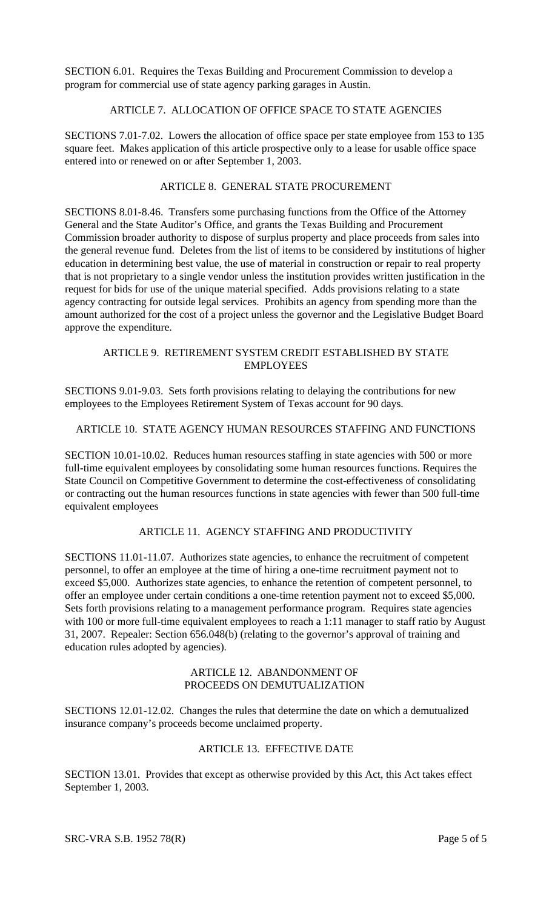SECTION 6.01. Requires the Texas Building and Procurement Commission to develop a program for commercial use of state agency parking garages in Austin.

## ARTICLE 7. ALLOCATION OF OFFICE SPACE TO STATE AGENCIES

SECTIONS 7.01-7.02. Lowers the allocation of office space per state employee from 153 to 135 square feet. Makes application of this article prospective only to a lease for usable office space entered into or renewed on or after September 1, 2003.

## ARTICLE 8. GENERAL STATE PROCUREMENT

SECTIONS 8.01-8.46. Transfers some purchasing functions from the Office of the Attorney General and the State Auditor's Office, and grants the Texas Building and Procurement Commission broader authority to dispose of surplus property and place proceeds from sales into the general revenue fund. Deletes from the list of items to be considered by institutions of higher education in determining best value, the use of material in construction or repair to real property that is not proprietary to a single vendor unless the institution provides written justification in the request for bids for use of the unique material specified. Adds provisions relating to a state agency contracting for outside legal services. Prohibits an agency from spending more than the amount authorized for the cost of a project unless the governor and the Legislative Budget Board approve the expenditure.

## ARTICLE 9. RETIREMENT SYSTEM CREDIT ESTABLISHED BY STATE EMPLOYEES

SECTIONS 9.01-9.03. Sets forth provisions relating to delaying the contributions for new employees to the Employees Retirement System of Texas account for 90 days.

## ARTICLE 10. STATE AGENCY HUMAN RESOURCES STAFFING AND FUNCTIONS

SECTION 10.01-10.02. Reduces human resources staffing in state agencies with 500 or more full-time equivalent employees by consolidating some human resources functions. Requires the State Council on Competitive Government to determine the cost-effectiveness of consolidating or contracting out the human resources functions in state agencies with fewer than 500 full-time equivalent employees

## ARTICLE 11. AGENCY STAFFING AND PRODUCTIVITY

SECTIONS 11.01-11.07. Authorizes state agencies, to enhance the recruitment of competent personnel, to offer an employee at the time of hiring a one-time recruitment payment not to exceed $5,000. Authorizes state agencies, to enhance the retention of competent personnel, to offer an employee under certain conditions a one-time retention payment not to exceed $5,000. Sets forth provisions relating to a management performance program. Requires state agencies with 100 or more full-time equivalent employees to reach a 1:11 manager to staff ratio by August 31, 2007. Repealer: Section 656.048(b) (relating to the governor's approval of training and education rules adopted by agencies).

## ARTICLE 12. ABANDONMENT OF PROCEEDS ON DEMUTUALIZATION

SECTIONS 12.01-12.02. Changes the rules that determine the date on which a demutualized insurance company's proceeds become unclaimed property.

## ARTICLE 13. EFFECTIVE DATE

SECTION 13.01. Provides that except as otherwise provided by this Act, this Act takes effect September 1, 2003.